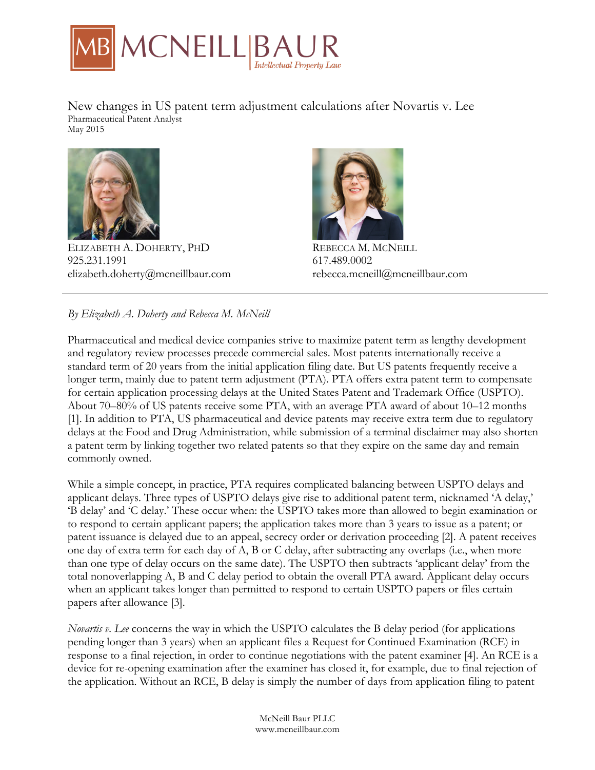New changes in US patent term adjustment calculations after Novartis v. Lee

Pharmaceutical Patent Analyst
May 2015

ELIZABETH A. DOHERTY, PHD
925.231.1991
elizabeth.doherty@mcneillbaur.com

REBECCA M. MCNEILL
617.489.0002
rebecca.mcneill@mcneillbaur.com

---

*By Elizabeth A. Doherty and Rebecca M. McNeill*

Pharmaceutical and medical device companies strive to maximize patent term as lengthy development and regulatory review processes precede commercial sales. Most patents internationally receive a standard term of 20 years from the initial application filing date. But US patents frequently receive a longer term, mainly due to patent term adjustment (PTA). PTA offers extra patent term to compensate for certain application processing delays at the United States Patent and Trademark Office (USPTO). About 70–80% of US patents receive some PTA, with an average PTA award of about 10–12 months [1]. In addition to PTA, US pharmaceutical and device patents may receive extra term due to regulatory delays at the Food and Drug Administration, while submission of a terminal disclaimer may also shorten a patent term by linking together two related patents so that they expire on the same day and remain commonly owned.

While a simple concept, in practice, PTA requires complicated balancing between USPTO delays and applicant delays. Three types of USPTO delays give rise to additional patent term, nicknamed 'A delay,' 'B delay' and 'C delay.' These occur when: the USPTO takes more than allowed to begin examination or to respond to certain applicant papers; the application takes more than 3 years to issue as a patent; or patent issuance is delayed due to an appeal, secrecy order or derivation proceeding [2]. A patent receives one day of extra term for each day of A, B or C delay, after subtracting any overlaps (i.e., when more than one type of delay occurs on the same date). The USPTO then subtracts 'applicant delay' from the total nonoverlapping A, B and C delay period to obtain the overall PTA award. Applicant delay occurs when an applicant takes longer than permitted to respond to certain USPTO papers or files certain papers after allowance [3].

*Novartis v. Lee* concerns the way in which the USPTO calculates the B delay period (for applications pending longer than 3 years) when an applicant files a Request for Continued Examination (RCE) in response to a final rejection, in order to continue negotiations with the patent examiner [4]. An RCE is a device for re-opening examination after the examiner has closed it, for example, due to final rejection of the application. Without an RCE, B delay is simply the number of days from application filing to patent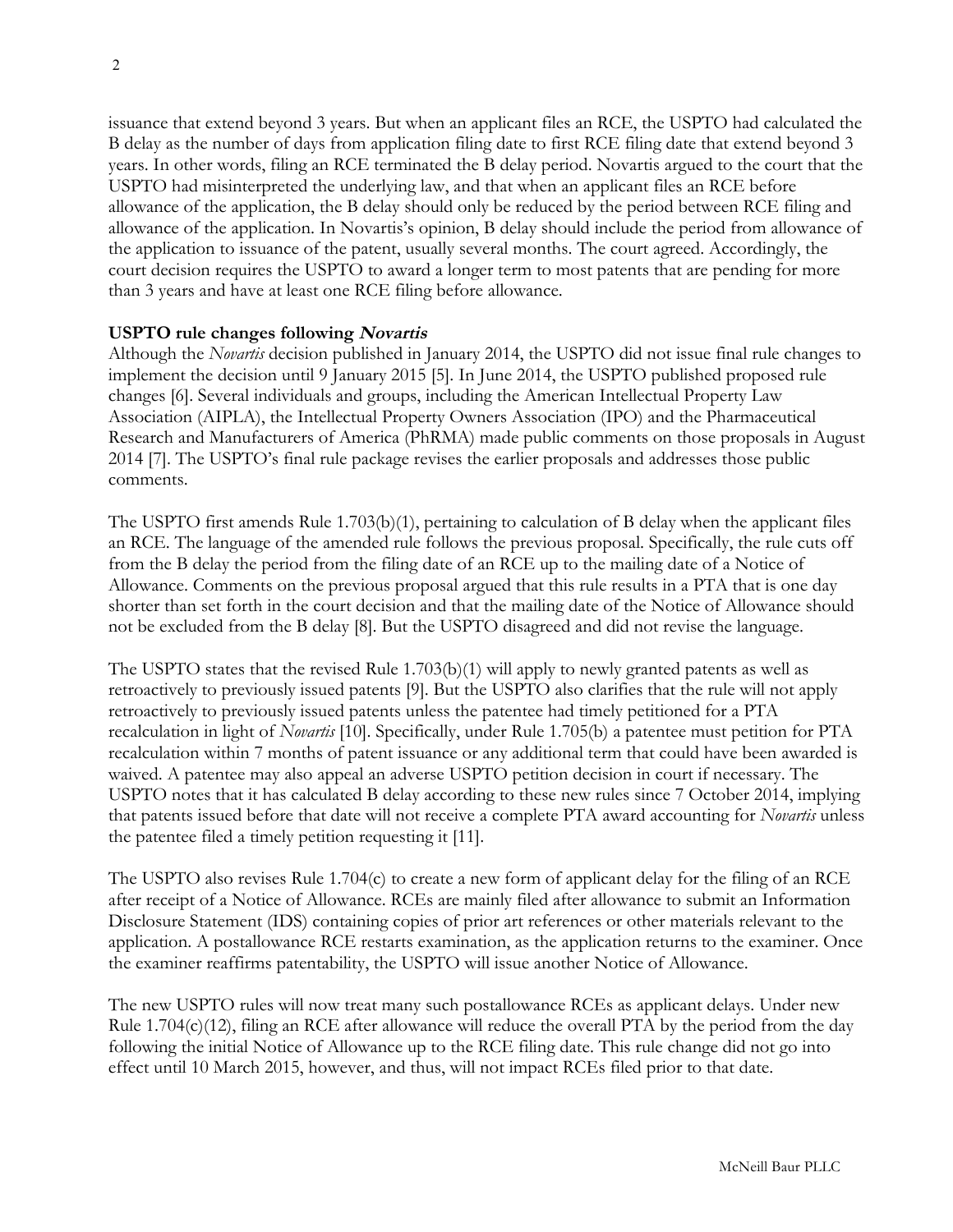issuance that extend beyond 3 years. But when an applicant files an RCE, the USPTO had calculated the B delay as the number of days from application filing date to first RCE filing date that extend beyond 3 years. In other words, filing an RCE terminated the B delay period. Novartis argued to the court that the USPTO had misinterpreted the underlying law, and that when an applicant files an RCE before allowance of the application, the B delay should only be reduced by the period between RCE filing and allowance of the application. In Novartis's opinion, B delay should include the period from allowance of the application to issuance of the patent, usually several months. The court agreed. Accordingly, the court decision requires the USPTO to award a longer term to most patents that are pending for more than 3 years and have at least one RCE filing before allowance.

### USPTO rule changes following *Novartis*

Although the *Novartis* decision published in January 2014, the USPTO did not issue final rule changes to implement the decision until 9 January 2015 [5]. In June 2014, the USPTO published proposed rule changes [6]. Several individuals and groups, including the American Intellectual Property Law Association (AIPLA), the Intellectual Property Owners Association (IPO) and the Pharmaceutical Research and Manufacturers of America (PhRMA) made public comments on those proposals in August 2014 [7]. The USPTO's final rule package revises the earlier proposals and addresses those public comments.

The USPTO first amends Rule 1.703(b)(1), pertaining to calculation of B delay when the applicant files an RCE. The language of the amended rule follows the previous proposal. Specifically, the rule cuts off from the B delay the period from the filing date of an RCE up to the mailing date of a Notice of Allowance. Comments on the previous proposal argued that this rule results in a PTA that is one day shorter than set forth in the court decision and that the mailing date of the Notice of Allowance should not be excluded from the B delay [8]. But the USPTO disagreed and did not revise the language.

The USPTO states that the revised Rule 1.703(b)(1) will apply to newly granted patents as well as retroactively to previously issued patents [9]. But the USPTO also clarifies that the rule will not apply retroactively to previously issued patents unless the patentee had timely petitioned for a PTA recalculation in light of *Novartis* [10]. Specifically, under Rule 1.705(b) a patentee must petition for PTA recalculation within 7 months of patent issuance or any additional term that could have been awarded is waived. A patentee may also appeal an adverse USPTO petition decision in court if necessary. The USPTO notes that it has calculated B delay according to these new rules since 7 October 2014, implying that patents issued before that date will not receive a complete PTA award accounting for *Novartis* unless the patentee filed a timely petition requesting it [11].

The USPTO also revises Rule 1.704(c) to create a new form of applicant delay for the filing of an RCE after receipt of a Notice of Allowance. RCEs are mainly filed after allowance to submit an Information Disclosure Statement (IDS) containing copies of prior art references or other materials relevant to the application. A postallowance RCE restarts examination, as the application returns to the examiner. Once the examiner reaffirms patentability, the USPTO will issue another Notice of Allowance.

The new USPTO rules will now treat many such postallowance RCEs as applicant delays. Under new Rule 1.704(c)(12), filing an RCE after allowance will reduce the overall PTA by the period from the day following the initial Notice of Allowance up to the RCE filing date. This rule change did not go into effect until 10 March 2015, however, and thus, will not impact RCEs filed prior to that date.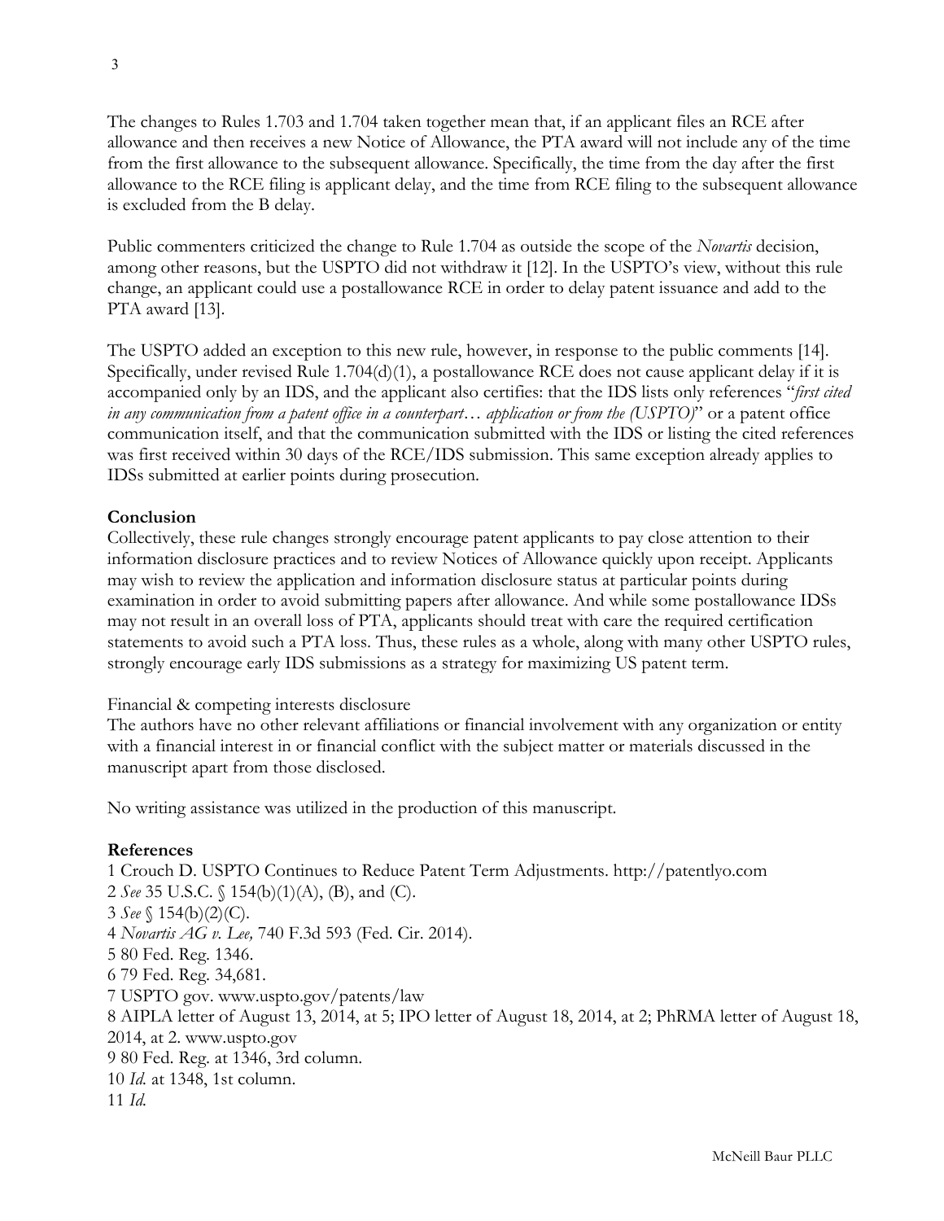The changes to Rules 1.703 and 1.704 taken together mean that, if an applicant files an RCE after allowance and then receives a new Notice of Allowance, the PTA award will not include any of the time from the first allowance to the subsequent allowance. Specifically, the time from the day after the first allowance to the RCE filing is applicant delay, and the time from RCE filing to the subsequent allowance is excluded from the B delay.

Public commenters criticized the change to Rule 1.704 as outside the scope of the *Novartis* decision, among other reasons, but the USPTO did not withdraw it [12]. In the USPTO's view, without this rule change, an applicant could use a postallowance RCE in order to delay patent issuance and add to the PTA award [13].

The USPTO added an exception to this new rule, however, in response to the public comments [14]. Specifically, under revised Rule 1.704(d)(1), a postallowance RCE does not cause applicant delay if it is accompanied only by an IDS, and the applicant also certifies: that the IDS lists only references "*first cited in any communication from a patent office in a counterpart… application or from the (USPTO)*" or a patent office communication itself, and that the communication submitted with the IDS or listing the cited references was first received within 30 days of the RCE/IDS submission. This same exception already applies to IDSs submitted at earlier points during prosecution.

**Conclusion**

Collectively, these rule changes strongly encourage patent applicants to pay close attention to their information disclosure practices and to review Notices of Allowance quickly upon receipt. Applicants may wish to review the application and information disclosure status at particular points during examination in order to avoid submitting papers after allowance. And while some postallowance IDSs may not result in an overall loss of PTA, applicants should treat with care the required certification statements to avoid such a PTA loss. Thus, these rules as a whole, along with many other USPTO rules, strongly encourage early IDS submissions as a strategy for maximizing US patent term.

Financial & competing interests disclosure

The authors have no other relevant affiliations or financial involvement with any organization or entity with a financial interest in or financial conflict with the subject matter or materials discussed in the manuscript apart from those disclosed.

No writing assistance was utilized in the production of this manuscript.

**References**

1 Crouch D. USPTO Continues to Reduce Patent Term Adjustments. http://patentlyo.com
2 *See* 35 U.S.C. § 154(b)(1)(A), (B), and (C).
3 *See* § 154(b)(2)(C).
4 *Novartis AG v. Lee,* 740 F.3d 593 (Fed. Cir. 2014).
5 80 Fed. Reg. 1346.
6 79 Fed. Reg. 34,681.
7 USPTO gov. www.uspto.gov/patents/law
8 AIPLA letter of August 13, 2014, at 5; IPO letter of August 18, 2014, at 2; PhRMA letter of August 18, 2014, at 2. www.uspto.gov
9 80 Fed. Reg. at 1346, 3rd column.
10 *Id.* at 1348, 1st column.
11 *Id.*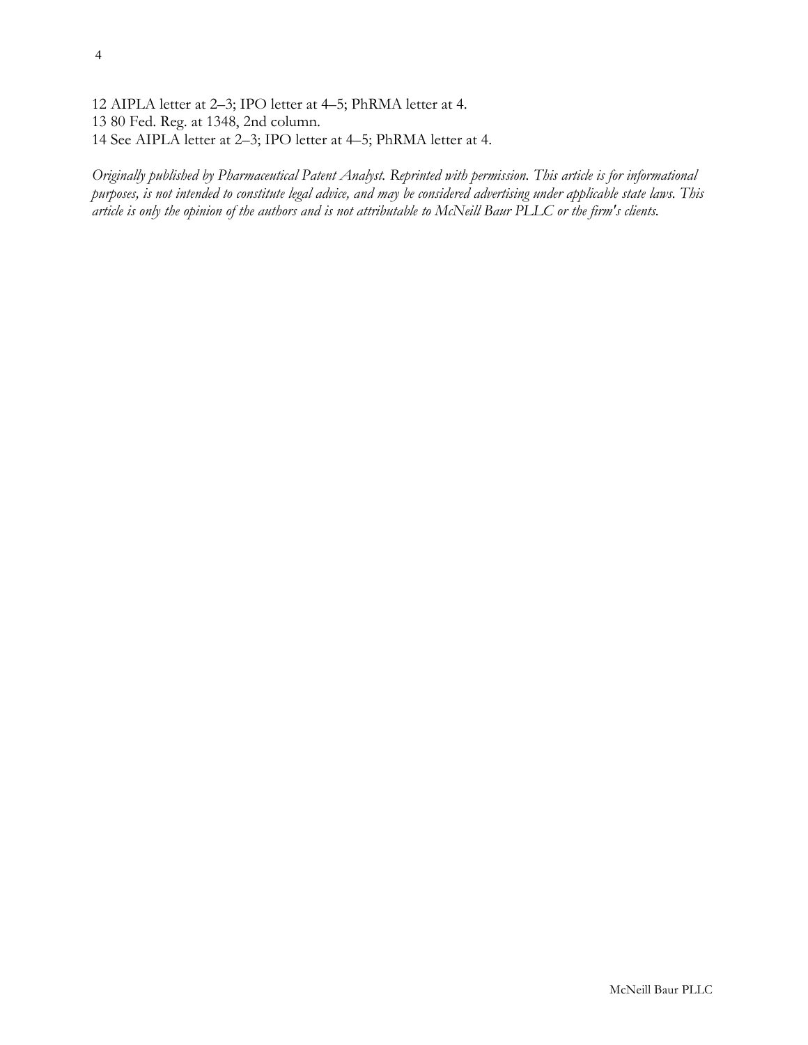12 AIPLA letter at 2–3; IPO letter at 4–5; PhRMA letter at 4.
13 80 Fed. Reg. at 1348, 2nd column.
14 See AIPLA letter at 2–3; IPO letter at 4–5; PhRMA letter at 4.

*Originally published by Pharmaceutical Patent Analyst. Reprinted with permission. This article is for informational purposes, is not intended to constitute legal advice, and may be considered advertising under applicable state laws. This article is only the opinion of the authors and is not attributable to McNeill Baur PLLC or the firm's clients.*